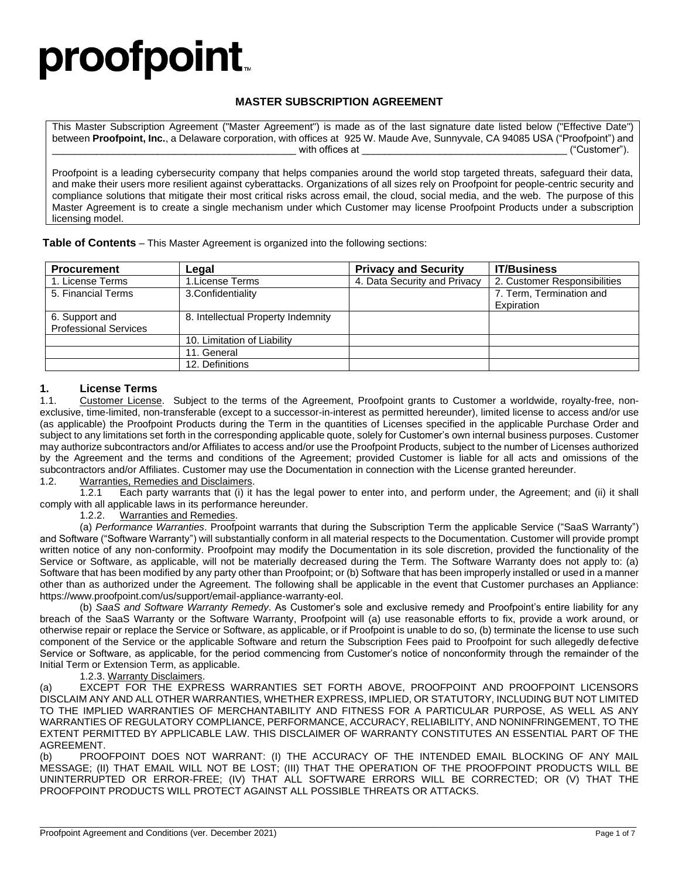# proofpoint.

## MASTER SUBSCRIPTION AGREEMENT

This Master Subscription Agreement ("Master Agreement") is made as of the last signature date listed below ("Effective Date") between **Proofpoint, Inc.**, a Delaware corporation, with offices at 925 W. Maude Ave, Sunnyvale, CA 94085 USA ("Proofpoint") and _____________________________________________ with offices at ______________________________________ ("Customer").

Proofpoint is a leading cybersecurity company that helps companies around the world stop targeted threats, safeguard their data, and make their users more resilient against cyberattacks. Organizations of all sizes rely on Proofpoint for people-centric security and compliance solutions that mitigate their most critical risks across email, the cloud, social media, and the web. The purpose of this Master Agreement is to create a single mechanism under which Customer may license Proofpoint Products under a subscription licensing model.

**Table of Contents** – This Master Agreement is organized into the following sections:

| Procurement | Legal | Privacy and Security | IT/Business |
|---|---|---|---|
| 1. License Terms | 1.License Terms | 4. Data Security and Privacy | 2. Customer Responsibilities |
| 5. Financial Terms | 3.Confidentiality | | 7. Term, Termination and Expiration |
| 6. Support and Professional Services | 8. Intellectual Property Indemnity | | |
| | 10. Limitation of Liability | | |
| | 11. General | | |
| | 12. Definitions | | |

### 1. License Terms

1.1. Customer License. Subject to the terms of the Agreement, Proofpoint grants to Customer a worldwide, royalty-free, non-exclusive, time-limited, non-transferable (except to a successor-in-interest as permitted hereunder), limited license to access and/or use (as applicable) the Proofpoint Products during the Term in the quantities of Licenses specified in the applicable Purchase Order and subject to any limitations set forth in the corresponding applicable quote, solely for Customer's own internal business purposes. Customer may authorize subcontractors and/or Affiliates to access and/or use the Proofpoint Products, subject to the number of Licenses authorized by the Agreement and the terms and conditions of the Agreement; provided Customer is liable for all acts and omissions of the subcontractors and/or Affiliates. Customer may use the Documentation in connection with the License granted hereunder.

1.2. Warranties, Remedies and Disclaimers.

1.2.1 Each party warrants that (i) it has the legal power to enter into, and perform under, the Agreement; and (ii) it shall comply with all applicable laws in its performance hereunder.

1.2.2. Warranties and Remedies.

(a) *Performance Warranties*. Proofpoint warrants that during the Subscription Term the applicable Service ("SaaS Warranty") and Software ("Software Warranty") will substantially conform in all material respects to the Documentation. Customer will provide prompt written notice of any non-conformity. Proofpoint may modify the Documentation in its sole discretion, provided the functionality of the Service or Software, as applicable, will not be materially decreased during the Term. The Software Warranty does not apply to: (a) Software that has been modified by any party other than Proofpoint; or (b) Software that has been improperly installed or used in a manner other than as authorized under the Agreement. The following shall be applicable in the event that Customer purchases an Appliance: https://www.proofpoint.com/us/support/email-appliance-warranty-eol.

(b) *SaaS and Software Warranty Remedy*. As Customer's sole and exclusive remedy and Proofpoint's entire liability for any breach of the SaaS Warranty or the Software Warranty, Proofpoint will (a) use reasonable efforts to fix, provide a work around, or otherwise repair or replace the Service or Software, as applicable, or if Proofpoint is unable to do so, (b) terminate the license to use such component of the Service or the applicable Software and return the Subscription Fees paid to Proofpoint for such allegedly defective Service or Software, as applicable, for the period commencing from Customer's notice of nonconformity through the remainder of the Initial Term or Extension Term, as applicable.

1.2.3. Warranty Disclaimers.

(a) EXCEPT FOR THE EXPRESS WARRANTIES SET FORTH ABOVE, PROOFPOINT AND PROOFPOINT LICENSORS DISCLAIM ANY AND ALL OTHER WARRANTIES, WHETHER EXPRESS, IMPLIED, OR STATUTORY, INCLUDING BUT NOT LIMITED TO THE IMPLIED WARRANTIES OF MERCHANTABILITY AND FITNESS FOR A PARTICULAR PURPOSE, AS WELL AS ANY WARRANTIES OF REGULATORY COMPLIANCE, PERFORMANCE, ACCURACY, RELIABILITY, AND NONINFRINGEMENT, TO THE EXTENT PERMITTED BY APPLICABLE LAW. THIS DISCLAIMER OF WARRANTY CONSTITUTES AN ESSENTIAL PART OF THE AGREEMENT.

(b) PROOFPOINT DOES NOT WARRANT: (I) THE ACCURACY OF THE INTENDED EMAIL BLOCKING OF ANY MAIL MESSAGE; (II) THAT EMAIL WILL NOT BE LOST; (III) THAT THE OPERATION OF THE PROOFPOINT PRODUCTS WILL BE UNINTERRUPTED OR ERROR-FREE; (IV) THAT ALL SOFTWARE ERRORS WILL BE CORRECTED; OR (V) THAT THE PROOFPOINT PRODUCTS WILL PROTECT AGAINST ALL POSSIBLE THREATS OR ATTACKS.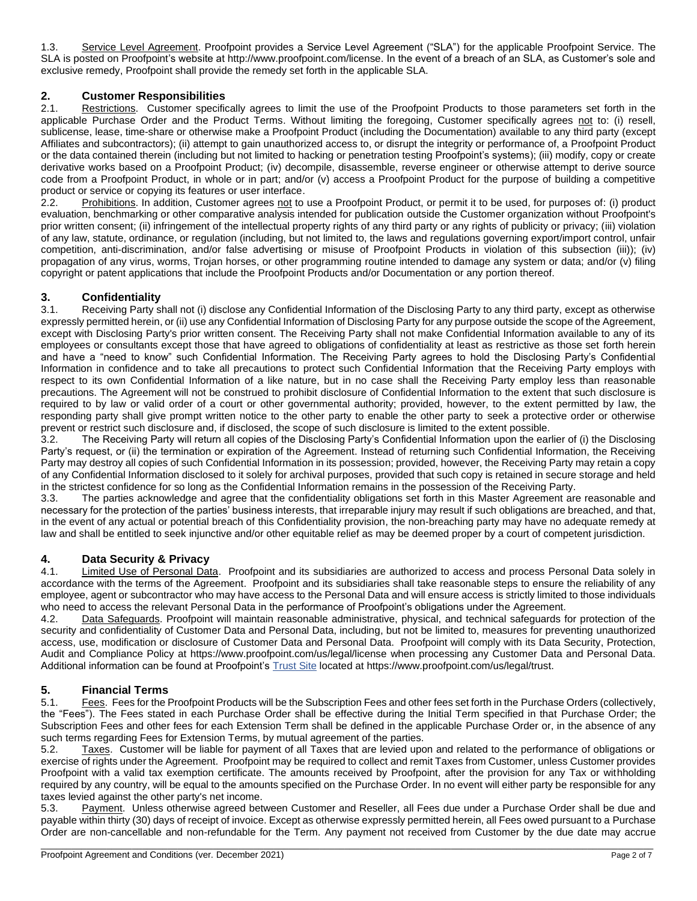1.3. Service Level Agreement. Proofpoint provides a Service Level Agreement ("SLA") for the applicable Proofpoint Service. The SLA is posted on Proofpoint's website at http://www.proofpoint.com/license. In the event of a breach of an SLA, as Customer's sole and exclusive remedy, Proofpoint shall provide the remedy set forth in the applicable SLA.

## 2. Customer Responsibilities

2.1. Restrictions. Customer specifically agrees to limit the use of the Proofpoint Products to those parameters set forth in the applicable Purchase Order and the Product Terms. Without limiting the foregoing, Customer specifically agrees not to: (i) resell, sublicense, lease, time-share or otherwise make a Proofpoint Product (including the Documentation) available to any third party (except Affiliates and subcontractors); (ii) attempt to gain unauthorized access to, or disrupt the integrity or performance of, a Proofpoint Product or the data contained therein (including but not limited to hacking or penetration testing Proofpoint's systems); (iii) modify, copy or create derivative works based on a Proofpoint Product; (iv) decompile, disassemble, reverse engineer or otherwise attempt to derive source code from a Proofpoint Product, in whole or in part; and/or (v) access a Proofpoint Product for the purpose of building a competitive product or service or copying its features or user interface.

2.2. Prohibitions. In addition, Customer agrees not to use a Proofpoint Product, or permit it to be used, for purposes of: (i) product evaluation, benchmarking or other comparative analysis intended for publication outside the Customer organization without Proofpoint's prior written consent; (ii) infringement of the intellectual property rights of any third party or any rights of publicity or privacy; (iii) violation of any law, statute, ordinance, or regulation (including, but not limited to, the laws and regulations governing export/import control, unfair competition, anti-discrimination, and/or false advertising or misuse of Proofpoint Products in violation of this subsection (iii)); (iv) propagation of any virus, worms, Trojan horses, or other programming routine intended to damage any system or data; and/or (v) filing copyright or patent applications that include the Proofpoint Products and/or Documentation or any portion thereof.

## 3. Confidentiality

3.1. Receiving Party shall not (i) disclose any Confidential Information of the Disclosing Party to any third party, except as otherwise expressly permitted herein, or (ii) use any Confidential Information of Disclosing Party for any purpose outside the scope of the Agreement, except with Disclosing Party's prior written consent. The Receiving Party shall not make Confidential Information available to any of its employees or consultants except those that have agreed to obligations of confidentiality at least as restrictive as those set forth herein and have a "need to know" such Confidential Information. The Receiving Party agrees to hold the Disclosing Party's Confidential Information in confidence and to take all precautions to protect such Confidential Information that the Receiving Party employs with respect to its own Confidential Information of a like nature, but in no case shall the Receiving Party employ less than reasonable precautions. The Agreement will not be construed to prohibit disclosure of Confidential Information to the extent that such disclosure is required to by law or valid order of a court or other governmental authority; provided, however, to the extent permitted by law, the responding party shall give prompt written notice to the other party to enable the other party to seek a protective order or otherwise prevent or restrict such disclosure and, if disclosed, the scope of such disclosure is limited to the extent possible.

3.2. The Receiving Party will return all copies of the Disclosing Party's Confidential Information upon the earlier of (i) the Disclosing Party's request, or (ii) the termination or expiration of the Agreement. Instead of returning such Confidential Information, the Receiving Party may destroy all copies of such Confidential Information in its possession; provided, however, the Receiving Party may retain a copy of any Confidential Information disclosed to it solely for archival purposes, provided that such copy is retained in secure storage and held in the strictest confidence for so long as the Confidential Information remains in the possession of the Receiving Party.

3.3. The parties acknowledge and agree that the confidentiality obligations set forth in this Master Agreement are reasonable and necessary for the protection of the parties' business interests, that irreparable injury may result if such obligations are breached, and that, in the event of any actual or potential breach of this Confidentiality provision, the non-breaching party may have no adequate remedy at law and shall be entitled to seek injunctive and/or other equitable relief as may be deemed proper by a court of competent jurisdiction.

## 4. Data Security & Privacy

4.1. Limited Use of Personal Data. Proofpoint and its subsidiaries are authorized to access and process Personal Data solely in accordance with the terms of the Agreement. Proofpoint and its subsidiaries shall take reasonable steps to ensure the reliability of any employee, agent or subcontractor who may have access to the Personal Data and will ensure access is strictly limited to those individuals who need to access the relevant Personal Data in the performance of Proofpoint's obligations under the Agreement.

4.2. Data Safeguards. Proofpoint will maintain reasonable administrative, physical, and technical safeguards for protection of the security and confidentiality of Customer Data and Personal Data, including, but not be limited to, measures for preventing unauthorized access, use, modification or disclosure of Customer Data and Personal Data. Proofpoint will comply with its Data Security, Protection, Audit and Compliance Policy at https://www.proofpoint.com/us/legal/license when processing any Customer Data and Personal Data. Additional information can be found at Proofpoint's Trust Site located at https://www.proofpoint.com/us/legal/trust.

## 5. Financial Terms

5.1. Fees. Fees for the Proofpoint Products will be the Subscription Fees and other fees set forth in the Purchase Orders (collectively, the "Fees"). The Fees stated in each Purchase Order shall be effective during the Initial Term specified in that Purchase Order; the Subscription Fees and other fees for each Extension Term shall be defined in the applicable Purchase Order or, in the absence of any such terms regarding Fees for Extension Terms, by mutual agreement of the parties.

5.2. Taxes. Customer will be liable for payment of all Taxes that are levied upon and related to the performance of obligations or exercise of rights under the Agreement. Proofpoint may be required to collect and remit Taxes from Customer, unless Customer provides Proofpoint with a valid tax exemption certificate. The amounts received by Proofpoint, after the provision for any Tax or withholding required by any country, will be equal to the amounts specified on the Purchase Order. In no event will either party be responsible for any taxes levied against the other party's net income.

5.3. Payment. Unless otherwise agreed between Customer and Reseller, all Fees due under a Purchase Order shall be due and payable within thirty (30) days of receipt of invoice. Except as otherwise expressly permitted herein, all Fees owed pursuant to a Purchase Order are non-cancellable and non-refundable for the Term. Any payment not received from Customer by the due date may accrue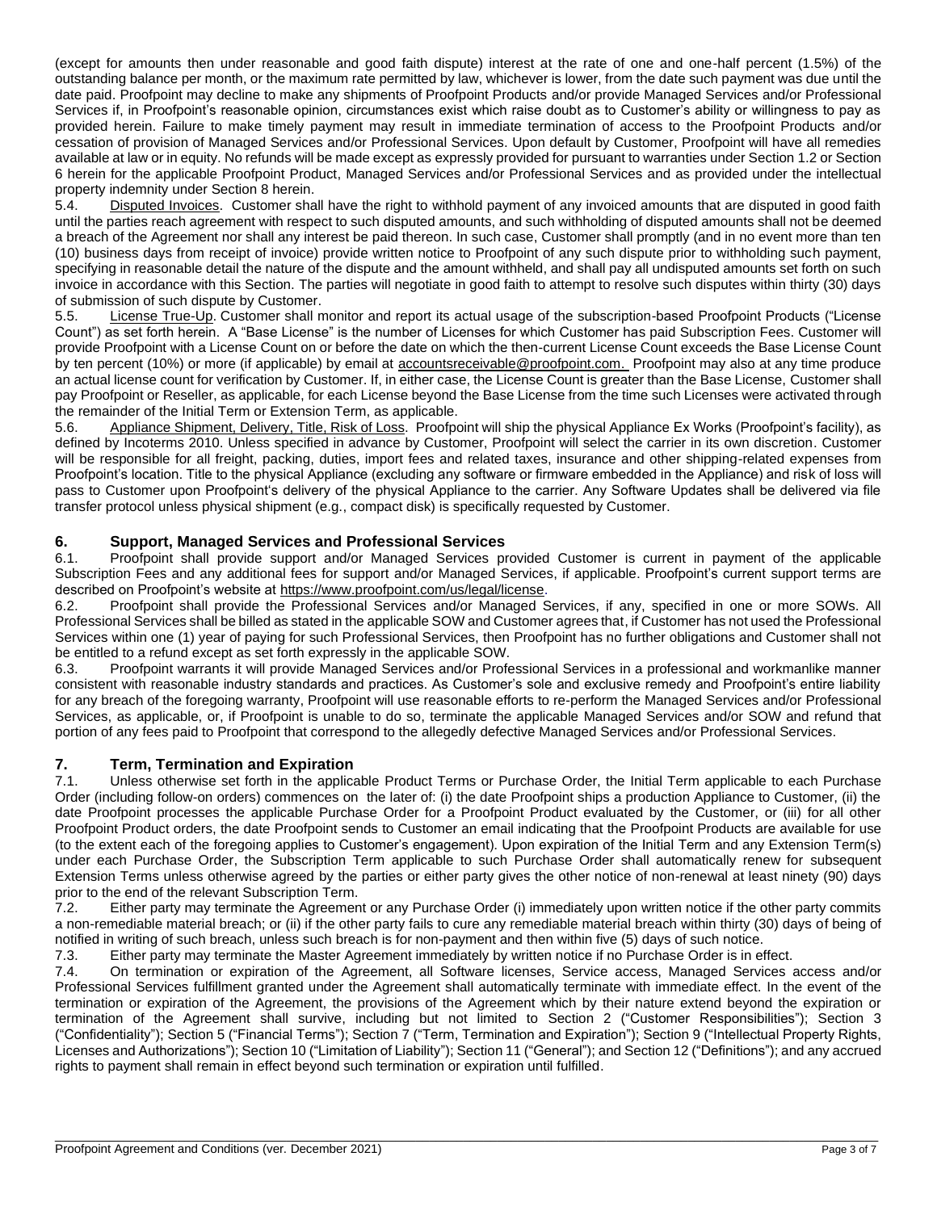(except for amounts then under reasonable and good faith dispute) interest at the rate of one and one-half percent (1.5%) of the outstanding balance per month, or the maximum rate permitted by law, whichever is lower, from the date such payment was due until the date paid. Proofpoint may decline to make any shipments of Proofpoint Products and/or provide Managed Services and/or Professional Services if, in Proofpoint's reasonable opinion, circumstances exist which raise doubt as to Customer's ability or willingness to pay as provided herein. Failure to make timely payment may result in immediate termination of access to the Proofpoint Products and/or cessation of provision of Managed Services and/or Professional Services. Upon default by Customer, Proofpoint will have all remedies available at law or in equity. No refunds will be made except as expressly provided for pursuant to warranties under Section 1.2 or Section 6 herein for the applicable Proofpoint Product, Managed Services and/or Professional Services and as provided under the intellectual property indemnity under Section 8 herein.

5.4. Disputed Invoices. Customer shall have the right to withhold payment of any invoiced amounts that are disputed in good faith until the parties reach agreement with respect to such disputed amounts, and such withholding of disputed amounts shall not be deemed a breach of the Agreement nor shall any interest be paid thereon. In such case, Customer shall promptly (and in no event more than ten (10) business days from receipt of invoice) provide written notice to Proofpoint of any such dispute prior to withholding such payment, specifying in reasonable detail the nature of the dispute and the amount withheld, and shall pay all undisputed amounts set forth on such invoice in accordance with this Section. The parties will negotiate in good faith to attempt to resolve such disputes within thirty (30) days of submission of such dispute by Customer.

5.5. License True-Up. Customer shall monitor and report its actual usage of the subscription-based Proofpoint Products ("License Count") as set forth herein. A "Base License" is the number of Licenses for which Customer has paid Subscription Fees. Customer will provide Proofpoint with a License Count on or before the date on which the then-current License Count exceeds the Base License Count by ten percent (10%) or more (if applicable) by email at accountsreceivable@proofpoint.com. Proofpoint may also at any time produce an actual license count for verification by Customer. If, in either case, the License Count is greater than the Base License, Customer shall pay Proofpoint or Reseller, as applicable, for each License beyond the Base License from the time such Licenses were activated through the remainder of the Initial Term or Extension Term, as applicable.

5.6. Appliance Shipment, Delivery, Title, Risk of Loss. Proofpoint will ship the physical Appliance Ex Works (Proofpoint's facility), as defined by Incoterms 2010. Unless specified in advance by Customer, Proofpoint will select the carrier in its own discretion. Customer will be responsible for all freight, packing, duties, import fees and related taxes, insurance and other shipping-related expenses from Proofpoint's location. Title to the physical Appliance (excluding any software or firmware embedded in the Appliance) and risk of loss will pass to Customer upon Proofpoint's delivery of the physical Appliance to the carrier. Any Software Updates shall be delivered via file transfer protocol unless physical shipment (e.g., compact disk) is specifically requested by Customer.

## 6. Support, Managed Services and Professional Services

6.1. Proofpoint shall provide support and/or Managed Services provided Customer is current in payment of the applicable Subscription Fees and any additional fees for support and/or Managed Services, if applicable. Proofpoint's current support terms are described on Proofpoint's website at https://www.proofpoint.com/us/legal/license.

6.2. Proofpoint shall provide the Professional Services and/or Managed Services, if any, specified in one or more SOWs. All Professional Services shall be billed as stated in the applicable SOW and Customer agrees that, if Customer has not used the Professional Services within one (1) year of paying for such Professional Services, then Proofpoint has no further obligations and Customer shall not be entitled to a refund except as set forth expressly in the applicable SOW.

6.3. Proofpoint warrants it will provide Managed Services and/or Professional Services in a professional and workmanlike manner consistent with reasonable industry standards and practices. As Customer's sole and exclusive remedy and Proofpoint's entire liability for any breach of the foregoing warranty, Proofpoint will use reasonable efforts to re-perform the Managed Services and/or Professional Services, as applicable, or, if Proofpoint is unable to do so, terminate the applicable Managed Services and/or SOW and refund that portion of any fees paid to Proofpoint that correspond to the allegedly defective Managed Services and/or Professional Services.

## 7. Term, Termination and Expiration

7.1. Unless otherwise set forth in the applicable Product Terms or Purchase Order, the Initial Term applicable to each Purchase Order (including follow-on orders) commences on the later of: (i) the date Proofpoint ships a production Appliance to Customer, (ii) the date Proofpoint processes the applicable Purchase Order for a Proofpoint Product evaluated by the Customer, or (iii) for all other Proofpoint Product orders, the date Proofpoint sends to Customer an email indicating that the Proofpoint Products are available for use (to the extent each of the foregoing applies to Customer's engagement). Upon expiration of the Initial Term and any Extension Term(s) under each Purchase Order, the Subscription Term applicable to such Purchase Order shall automatically renew for subsequent Extension Terms unless otherwise agreed by the parties or either party gives the other notice of non-renewal at least ninety (90) days prior to the end of the relevant Subscription Term.

7.2. Either party may terminate the Agreement or any Purchase Order (i) immediately upon written notice if the other party commits a non-remediable material breach; or (ii) if the other party fails to cure any remediable material breach within thirty (30) days of being of notified in writing of such breach, unless such breach is for non-payment and then within five (5) days of such notice.

7.3. Either party may terminate the Master Agreement immediately by written notice if no Purchase Order is in effect.

7.4. On termination or expiration of the Agreement, all Software licenses, Service access, Managed Services access and/or Professional Services fulfillment granted under the Agreement shall automatically terminate with immediate effect. In the event of the termination or expiration of the Agreement, the provisions of the Agreement which by their nature extend beyond the expiration or termination of the Agreement shall survive, including but not limited to Section 2 ("Customer Responsibilities"); Section 3 ("Confidentiality"); Section 5 ("Financial Terms"); Section 7 ("Term, Termination and Expiration"); Section 9 ("Intellectual Property Rights, Licenses and Authorizations"); Section 10 ("Limitation of Liability"); Section 11 ("General"); and Section 12 ("Definitions"); and any accrued rights to payment shall remain in effect beyond such termination or expiration until fulfilled.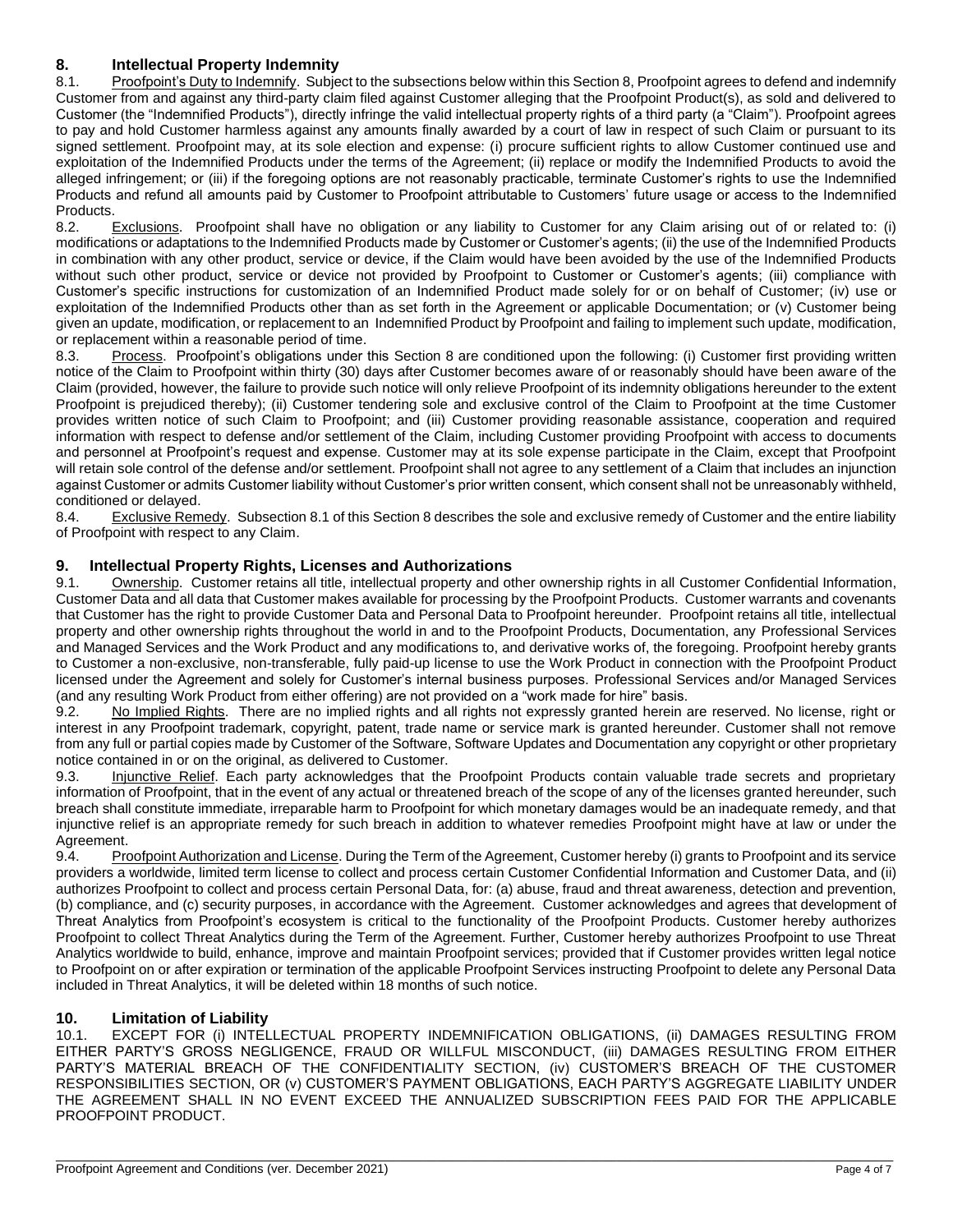## 8. Intellectual Property Indemnity

8.1. Proofpoint's Duty to Indemnify. Subject to the subsections below within this Section 8, Proofpoint agrees to defend and indemnify Customer from and against any third-party claim filed against Customer alleging that the Proofpoint Product(s), as sold and delivered to Customer (the "Indemnified Products"), directly infringe the valid intellectual property rights of a third party (a "Claim"). Proofpoint agrees to pay and hold Customer harmless against any amounts finally awarded by a court of law in respect of such Claim or pursuant to its signed settlement. Proofpoint may, at its sole election and expense: (i) procure sufficient rights to allow Customer continued use and exploitation of the Indemnified Products under the terms of the Agreement; (ii) replace or modify the Indemnified Products to avoid the alleged infringement; or (iii) if the foregoing options are not reasonably practicable, terminate Customer's rights to use the Indemnified Products and refund all amounts paid by Customer to Proofpoint attributable to Customers' future usage or access to the Indemnified Products.

8.2. Exclusions. Proofpoint shall have no obligation or any liability to Customer for any Claim arising out of or related to: (i) modifications or adaptations to the Indemnified Products made by Customer or Customer's agents; (ii) the use of the Indemnified Products in combination with any other product, service or device, if the Claim would have been avoided by the use of the Indemnified Products without such other product, service or device not provided by Proofpoint to Customer or Customer's agents; (iii) compliance with Customer's specific instructions for customization of an Indemnified Product made solely for or on behalf of Customer; (iv) use or exploitation of the Indemnified Products other than as set forth in the Agreement or applicable Documentation; or (v) Customer being given an update, modification, or replacement to an Indemnified Product by Proofpoint and failing to implement such update, modification, or replacement within a reasonable period of time.

8.3. Process. Proofpoint's obligations under this Section 8 are conditioned upon the following: (i) Customer first providing written notice of the Claim to Proofpoint within thirty (30) days after Customer becomes aware of or reasonably should have been aware of the Claim (provided, however, the failure to provide such notice will only relieve Proofpoint of its indemnity obligations hereunder to the extent Proofpoint is prejudiced thereby); (ii) Customer tendering sole and exclusive control of the Claim to Proofpoint at the time Customer provides written notice of such Claim to Proofpoint; and (iii) Customer providing reasonable assistance, cooperation and required information with respect to defense and/or settlement of the Claim, including Customer providing Proofpoint with access to documents and personnel at Proofpoint's request and expense. Customer may at its sole expense participate in the Claim, except that Proofpoint will retain sole control of the defense and/or settlement. Proofpoint shall not agree to any settlement of a Claim that includes an injunction against Customer or admits Customer liability without Customer's prior written consent, which consent shall not be unreasonably withheld, conditioned or delayed.

8.4. Exclusive Remedy. Subsection 8.1 of this Section 8 describes the sole and exclusive remedy of Customer and the entire liability of Proofpoint with respect to any Claim.

## 9. Intellectual Property Rights, Licenses and Authorizations

9.1. Ownership. Customer retains all title, intellectual property and other ownership rights in all Customer Confidential Information, Customer Data and all data that Customer makes available for processing by the Proofpoint Products. Customer warrants and covenants that Customer has the right to provide Customer Data and Personal Data to Proofpoint hereunder. Proofpoint retains all title, intellectual property and other ownership rights throughout the world in and to the Proofpoint Products, Documentation, any Professional Services and Managed Services and the Work Product and any modifications to, and derivative works of, the foregoing. Proofpoint hereby grants to Customer a non-exclusive, non-transferable, fully paid-up license to use the Work Product in connection with the Proofpoint Product licensed under the Agreement and solely for Customer's internal business purposes. Professional Services and/or Managed Services (and any resulting Work Product from either offering) are not provided on a "work made for hire" basis.

9.2. No Implied Rights. There are no implied rights and all rights not expressly granted herein are reserved. No license, right or interest in any Proofpoint trademark, copyright, patent, trade name or service mark is granted hereunder. Customer shall not remove from any full or partial copies made by Customer of the Software, Software Updates and Documentation any copyright or other proprietary notice contained in or on the original, as delivered to Customer.

9.3. Injunctive Relief. Each party acknowledges that the Proofpoint Products contain valuable trade secrets and proprietary information of Proofpoint, that in the event of any actual or threatened breach of the scope of any of the licenses granted hereunder, such breach shall constitute immediate, irreparable harm to Proofpoint for which monetary damages would be an inadequate remedy, and that injunctive relief is an appropriate remedy for such breach in addition to whatever remedies Proofpoint might have at law or under the Agreement.

9.4. Proofpoint Authorization and License. During the Term of the Agreement, Customer hereby (i) grants to Proofpoint and its service providers a worldwide, limited term license to collect and process certain Customer Confidential Information and Customer Data, and (ii) authorizes Proofpoint to collect and process certain Personal Data, for: (a) abuse, fraud and threat awareness, detection and prevention, (b) compliance, and (c) security purposes, in accordance with the Agreement. Customer acknowledges and agrees that development of Threat Analytics from Proofpoint's ecosystem is critical to the functionality of the Proofpoint Products. Customer hereby authorizes Proofpoint to collect Threat Analytics during the Term of the Agreement. Further, Customer hereby authorizes Proofpoint to use Threat Analytics worldwide to build, enhance, improve and maintain Proofpoint services; provided that if Customer provides written legal notice to Proofpoint on or after expiration or termination of the applicable Proofpoint Services instructing Proofpoint to delete any Personal Data included in Threat Analytics, it will be deleted within 18 months of such notice.

## 10. Limitation of Liability

10.1. EXCEPT FOR (i) INTELLECTUAL PROPERTY INDEMNIFICATION OBLIGATIONS, (ii) DAMAGES RESULTING FROM EITHER PARTY'S GROSS NEGLIGENCE, FRAUD OR WILLFUL MISCONDUCT, (iii) DAMAGES RESULTING FROM EITHER PARTY'S MATERIAL BREACH OF THE CONFIDENTIALITY SECTION, (iv) CUSTOMER'S BREACH OF THE CUSTOMER RESPONSIBILITIES SECTION, OR (v) CUSTOMER'S PAYMENT OBLIGATIONS, EACH PARTY'S AGGREGATE LIABILITY UNDER THE AGREEMENT SHALL IN NO EVENT EXCEED THE ANNUALIZED SUBSCRIPTION FEES PAID FOR THE APPLICABLE PROOFPOINT PRODUCT.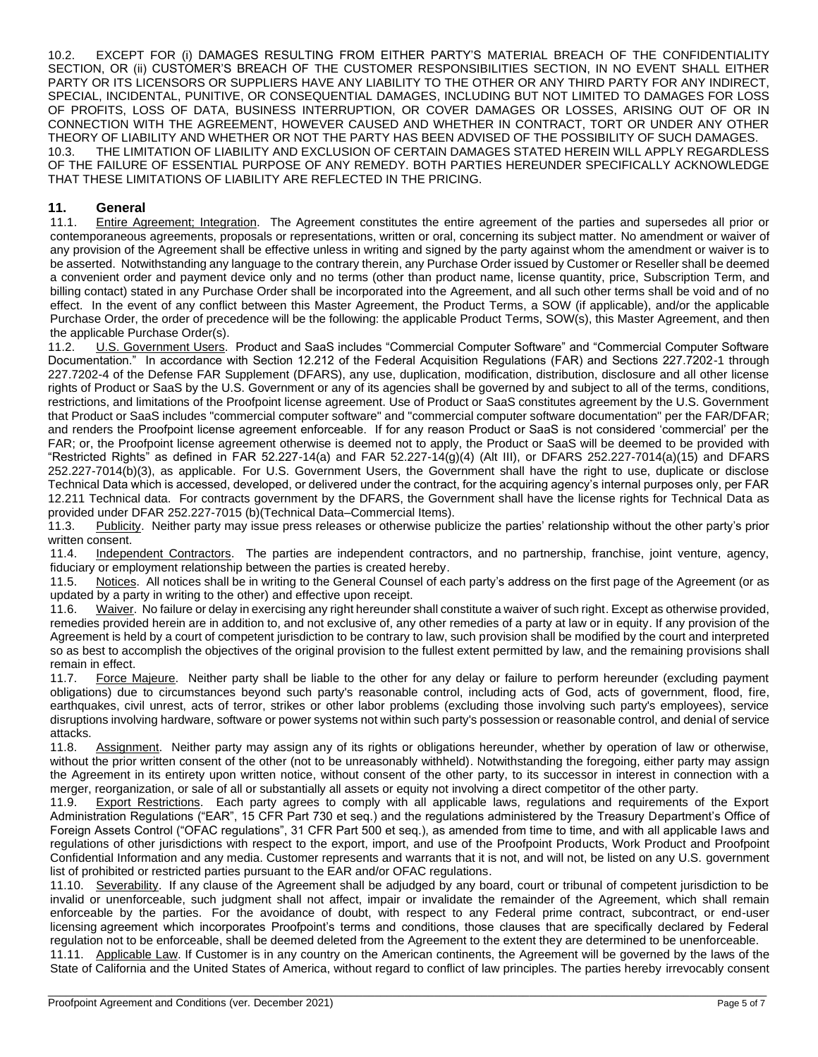10.2. EXCEPT FOR (i) DAMAGES RESULTING FROM EITHER PARTY'S MATERIAL BREACH OF THE CONFIDENTIALITY SECTION, OR (ii) CUSTOMER'S BREACH OF THE CUSTOMER RESPONSIBILITIES SECTION, IN NO EVENT SHALL EITHER PARTY OR ITS LICENSORS OR SUPPLIERS HAVE ANY LIABILITY TO THE OTHER OR ANY THIRD PARTY FOR ANY INDIRECT, SPECIAL, INCIDENTAL, PUNITIVE, OR CONSEQUENTIAL DAMAGES, INCLUDING BUT NOT LIMITED TO DAMAGES FOR LOSS OF PROFITS, LOSS OF DATA, BUSINESS INTERRUPTION, OR COVER DAMAGES OR LOSSES, ARISING OUT OF OR IN CONNECTION WITH THE AGREEMENT, HOWEVER CAUSED AND WHETHER IN CONTRACT, TORT OR UNDER ANY OTHER THEORY OF LIABILITY AND WHETHER OR NOT THE PARTY HAS BEEN ADVISED OF THE POSSIBILITY OF SUCH DAMAGES.

10.3. THE LIMITATION OF LIABILITY AND EXCLUSION OF CERTAIN DAMAGES STATED HEREIN WILL APPLY REGARDLESS OF THE FAILURE OF ESSENTIAL PURPOSE OF ANY REMEDY. BOTH PARTIES HEREUNDER SPECIFICALLY ACKNOWLEDGE THAT THESE LIMITATIONS OF LIABILITY ARE REFLECTED IN THE PRICING.

## 11. General

11.1. Entire Agreement; Integration. The Agreement constitutes the entire agreement of the parties and supersedes all prior or contemporaneous agreements, proposals or representations, written or oral, concerning its subject matter. No amendment or waiver of any provision of the Agreement shall be effective unless in writing and signed by the party against whom the amendment or waiver is to be asserted. Notwithstanding any language to the contrary therein, any Purchase Order issued by Customer or Reseller shall be deemed a convenient order and payment device only and no terms (other than product name, license quantity, price, Subscription Term, and billing contact) stated in any Purchase Order shall be incorporated into the Agreement, and all such other terms shall be void and of no effect. In the event of any conflict between this Master Agreement, the Product Terms, a SOW (if applicable), and/or the applicable Purchase Order, the order of precedence will be the following: the applicable Product Terms, SOW(s), this Master Agreement, and then the applicable Purchase Order(s).

11.2. U.S. Government Users. Product and SaaS includes "Commercial Computer Software" and "Commercial Computer Software Documentation." In accordance with Section 12.212 of the Federal Acquisition Regulations (FAR) and Sections 227.7202-1 through 227.7202-4 of the Defense FAR Supplement (DFARS), any use, duplication, modification, distribution, disclosure and all other license rights of Product or SaaS by the U.S. Government or any of its agencies shall be governed by and subject to all of the terms, conditions, restrictions, and limitations of the Proofpoint license agreement. Use of Product or SaaS constitutes agreement by the U.S. Government that Product or SaaS includes "commercial computer software" and "commercial computer software documentation" per the FAR/DFAR; and renders the Proofpoint license agreement enforceable. If for any reason Product or SaaS is not considered 'commercial' per the FAR; or, the Proofpoint license agreement otherwise is deemed not to apply, the Product or SaaS will be deemed to be provided with "Restricted Rights" as defined in FAR 52.227-14(a) and FAR 52.227-14(g)(4) (Alt III), or DFARS 252.227-7014(a)(15) and DFARS 252.227-7014(b)(3), as applicable. For U.S. Government Users, the Government shall have the right to use, duplicate or disclose Technical Data which is accessed, developed, or delivered under the contract, for the acquiring agency's internal purposes only, per FAR 12.211 Technical data. For contracts government by the DFARS, the Government shall have the license rights for Technical Data as provided under DFAR 252.227-7015 (b)(Technical Data–Commercial Items).

11.3. Publicity. Neither party may issue press releases or otherwise publicize the parties' relationship without the other party's prior written consent.

11.4. Independent Contractors. The parties are independent contractors, and no partnership, franchise, joint venture, agency, fiduciary or employment relationship between the parties is created hereby.

11.5. Notices. All notices shall be in writing to the General Counsel of each party's address on the first page of the Agreement (or as updated by a party in writing to the other) and effective upon receipt.

11.6. Waiver. No failure or delay in exercising any right hereunder shall constitute a waiver of such right. Except as otherwise provided, remedies provided herein are in addition to, and not exclusive of, any other remedies of a party at law or in equity. If any provision of the Agreement is held by a court of competent jurisdiction to be contrary to law, such provision shall be modified by the court and interpreted so as best to accomplish the objectives of the original provision to the fullest extent permitted by law, and the remaining provisions shall remain in effect.

11.7. Force Majeure. Neither party shall be liable to the other for any delay or failure to perform hereunder (excluding payment obligations) due to circumstances beyond such party's reasonable control, including acts of God, acts of government, flood, fire, earthquakes, civil unrest, acts of terror, strikes or other labor problems (excluding those involving such party's employees), service disruptions involving hardware, software or power systems not within such party's possession or reasonable control, and denial of service attacks.

11.8. Assignment. Neither party may assign any of its rights or obligations hereunder, whether by operation of law or otherwise, without the prior written consent of the other (not to be unreasonably withheld). Notwithstanding the foregoing, either party may assign the Agreement in its entirety upon written notice, without consent of the other party, to its successor in interest in connection with a merger, reorganization, or sale of all or substantially all assets or equity not involving a direct competitor of the other party.

11.9. Export Restrictions. Each party agrees to comply with all applicable laws, regulations and requirements of the Export Administration Regulations ("EAR", 15 CFR Part 730 et seq.) and the regulations administered by the Treasury Department's Office of Foreign Assets Control ("OFAC regulations", 31 CFR Part 500 et seq.), as amended from time to time, and with all applicable laws and regulations of other jurisdictions with respect to the export, import, and use of the Proofpoint Products, Work Product and Proofpoint Confidential Information and any media. Customer represents and warrants that it is not, and will not, be listed on any U.S. government list of prohibited or restricted parties pursuant to the EAR and/or OFAC regulations.

11.10. Severability. If any clause of the Agreement shall be adjudged by any board, court or tribunal of competent jurisdiction to be invalid or unenforceable, such judgment shall not affect, impair or invalidate the remainder of the Agreement, which shall remain enforceable by the parties. For the avoidance of doubt, with respect to any Federal prime contract, subcontract, or end-user licensing agreement which incorporates Proofpoint's terms and conditions, those clauses that are specifically declared by Federal regulation not to be enforceable, shall be deemed deleted from the Agreement to the extent they are determined to be unenforceable.

11.11. Applicable Law. If Customer is in any country on the American continents, the Agreement will be governed by the laws of the State of California and the United States of America, without regard to conflict of law principles. The parties hereby irrevocably consent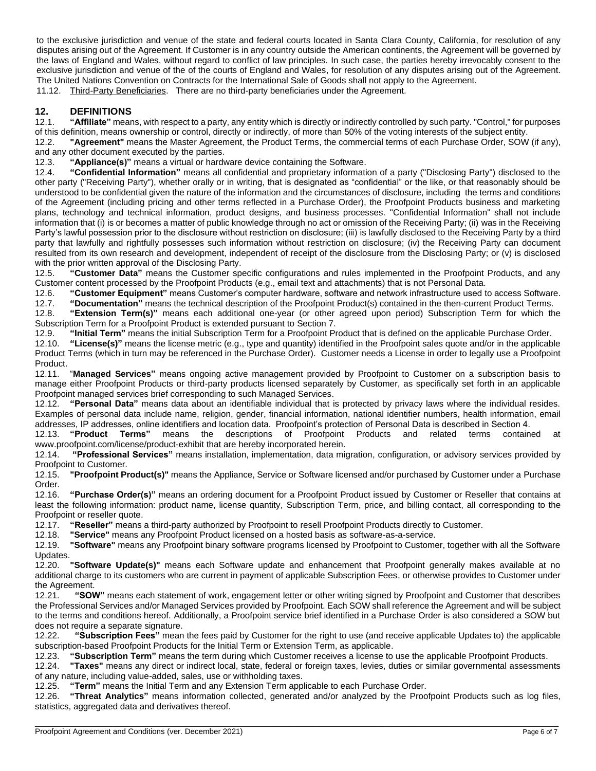to the exclusive jurisdiction and venue of the state and federal courts located in Santa Clara County, California, for resolution of any disputes arising out of the Agreement. If Customer is in any country outside the American continents, the Agreement will be governed by the laws of England and Wales, without regard to conflict of law principles. In such case, the parties hereby irrevocably consent to the exclusive jurisdiction and venue of the of the courts of England and Wales, for resolution of any disputes arising out of the Agreement. The United Nations Convention on Contracts for the International Sale of Goods shall not apply to the Agreement.

11.12. Third-Party Beneficiaries. There are no third-party beneficiaries under the Agreement.

## 12. DEFINITIONS

12.1. **"Affiliate"** means, with respect to a party, any entity which is directly or indirectly controlled by such party. "Control," for purposes of this definition, means ownership or control, directly or indirectly, of more than 50% of the voting interests of the subject entity.

12.2. **"Agreement"** means the Master Agreement, the Product Terms, the commercial terms of each Purchase Order, SOW (if any), and any other document executed by the parties.

12.3. **"Appliance(s)"** means a virtual or hardware device containing the Software.

12.4. **"Confidential Information"** means all confidential and proprietary information of a party ("Disclosing Party") disclosed to the other party ("Receiving Party"), whether orally or in writing, that is designated as "confidential" or the like, or that reasonably should be understood to be confidential given the nature of the information and the circumstances of disclosure, including the terms and conditions of the Agreement (including pricing and other terms reflected in a Purchase Order), the Proofpoint Products business and marketing plans, technology and technical information, product designs, and business processes. "Confidential Information" shall not include information that (i) is or becomes a matter of public knowledge through no act or omission of the Receiving Party; (ii) was in the Receiving Party's lawful possession prior to the disclosure without restriction on disclosure; (iii) is lawfully disclosed to the Receiving Party by a third party that lawfully and rightfully possesses such information without restriction on disclosure; (iv) the Receiving Party can document resulted from its own research and development, independent of receipt of the disclosure from the Disclosing Party; or (v) is disclosed with the prior written approval of the Disclosing Party.

12.5. **"Customer Data"** means the Customer specific configurations and rules implemented in the Proofpoint Products, and any Customer content processed by the Proofpoint Products (e.g., email text and attachments) that is not Personal Data.

12.6. **"Customer Equipment"** means Customer's computer hardware, software and network infrastructure used to access Software.

12.7. **"Documentation"** means the technical description of the Proofpoint Product(s) contained in the then-current Product Terms.

12.8. **"Extension Term(s)"** means each additional one-year (or other agreed upon period) Subscription Term for which the Subscription Term for a Proofpoint Product is extended pursuant to Section 7.

12.9. **"Initial Term"** means the initial Subscription Term for a Proofpoint Product that is defined on the applicable Purchase Order.

12.10. **"License(s)"** means the license metric (e.g., type and quantity) identified in the Proofpoint sales quote and/or in the applicable Product Terms (which in turn may be referenced in the Purchase Order). Customer needs a License in order to legally use a Proofpoint Product.

12.11. "**Managed Services"** means ongoing active management provided by Proofpoint to Customer on a subscription basis to manage either Proofpoint Products or third-party products licensed separately by Customer, as specifically set forth in an applicable Proofpoint managed services brief corresponding to such Managed Services.

12.12. **"Personal Data"** means data about an identifiable individual that is protected by privacy laws where the individual resides. Examples of personal data include name, religion, gender, financial information, national identifier numbers, health information, email addresses, IP addresses, online identifiers and location data. Proofpoint's protection of Personal Data is described in Section 4.

12.13. **"Product Terms"** means the descriptions of Proofpoint Products and related terms contained at www.proofpoint.com/license/product-exhibit that are hereby incorporated herein.

12.14. **"Professional Services"** means installation, implementation, data migration, configuration, or advisory services provided by Proofpoint to Customer.

12.15. **"Proofpoint Product(s)"** means the Appliance, Service or Software licensed and/or purchased by Customer under a Purchase Order.

12.16. **"Purchase Order(s)"** means an ordering document for a Proofpoint Product issued by Customer or Reseller that contains at least the following information: product name, license quantity, Subscription Term, price, and billing contact, all corresponding to the Proofpoint or reseller quote.

12.17. **"Reseller"** means a third-party authorized by Proofpoint to resell Proofpoint Products directly to Customer.

12.18. **"Service"** means any Proofpoint Product licensed on a hosted basis as software-as-a-service.

12.19. **"Software"** means any Proofpoint binary software programs licensed by Proofpoint to Customer, together with all the Software Updates.

12.20. **"Software Update(s)"** means each Software update and enhancement that Proofpoint generally makes available at no additional charge to its customers who are current in payment of applicable Subscription Fees, or otherwise provides to Customer under the Agreement.

12.21. **"SOW"** means each statement of work, engagement letter or other writing signed by Proofpoint and Customer that describes the Professional Services and/or Managed Services provided by Proofpoint. Each SOW shall reference the Agreement and will be subject to the terms and conditions hereof. Additionally, a Proofpoint service brief identified in a Purchase Order is also considered a SOW but does not require a separate signature.

12.22. **"Subscription Fees"** mean the fees paid by Customer for the right to use (and receive applicable Updates to) the applicable subscription-based Proofpoint Products for the Initial Term or Extension Term, as applicable.

12.23. **"Subscription Term"** means the term during which Customer receives a license to use the applicable Proofpoint Products.

12.24. **"Taxes"** means any direct or indirect local, state, federal or foreign taxes, levies, duties or similar governmental assessments of any nature, including value-added, sales, use or withholding taxes.

12.25. **"Term"** means the Initial Term and any Extension Term applicable to each Purchase Order.

12.26. **"Threat Analytics"** means information collected, generated and/or analyzed by the Proofpoint Products such as log files, statistics, aggregated data and derivatives thereof.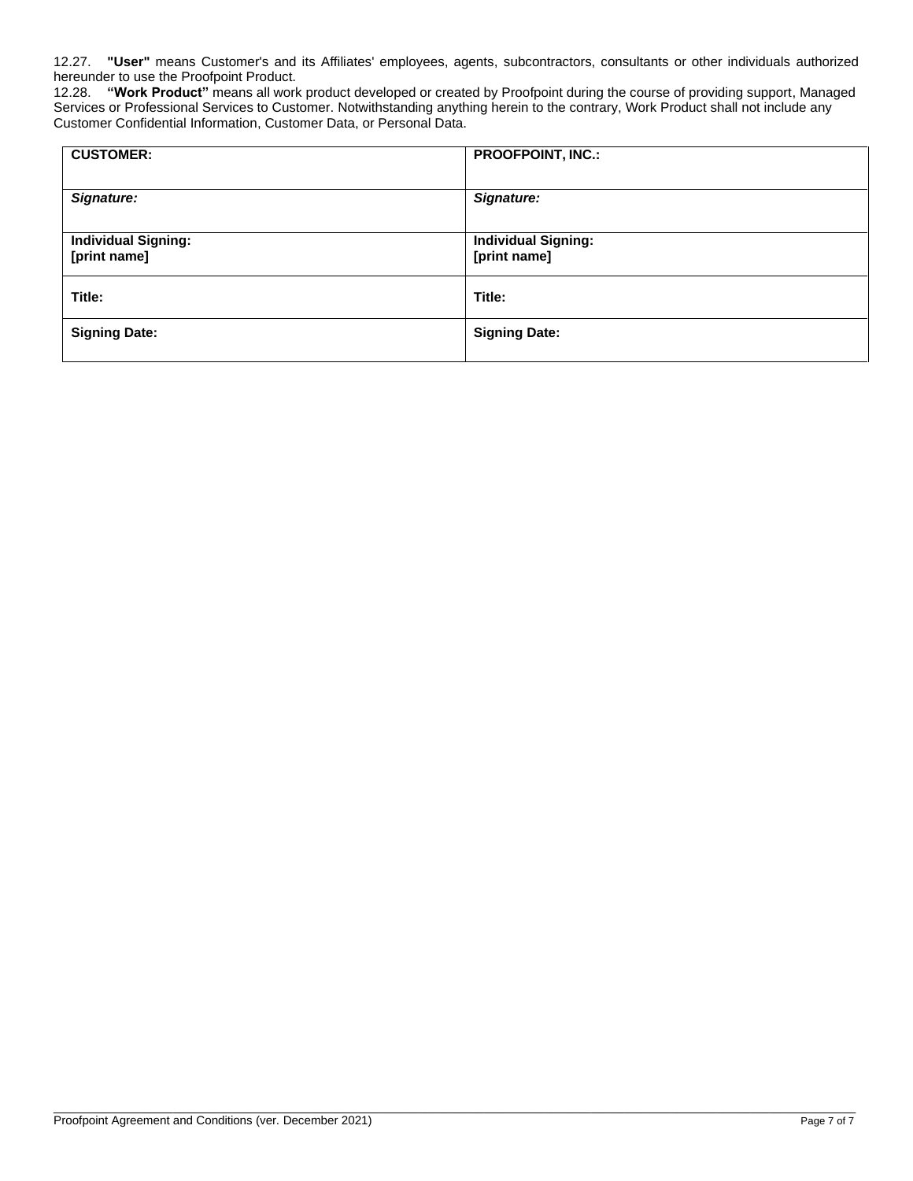12.27. **"User"** means Customer's and its Affiliates' employees, agents, subcontractors, consultants or other individuals authorized hereunder to use the Proofpoint Product.

12.28. **"Work Product"** means all work product developed or created by Proofpoint during the course of providing support, Managed Services or Professional Services to Customer. Notwithstanding anything herein to the contrary, Work Product shall not include any Customer Confidential Information, Customer Data, or Personal Data.

| | |
|---|---|
| **CUSTOMER:** | **PROOFPOINT, INC.:** |
| ***Signature:*** | ***Signature:*** |
| **Individual Signing: [print name]** | **Individual Signing: [print name]** |
| **Title:** | **Title:** |
| **Signing Date:** | **Signing Date:** |